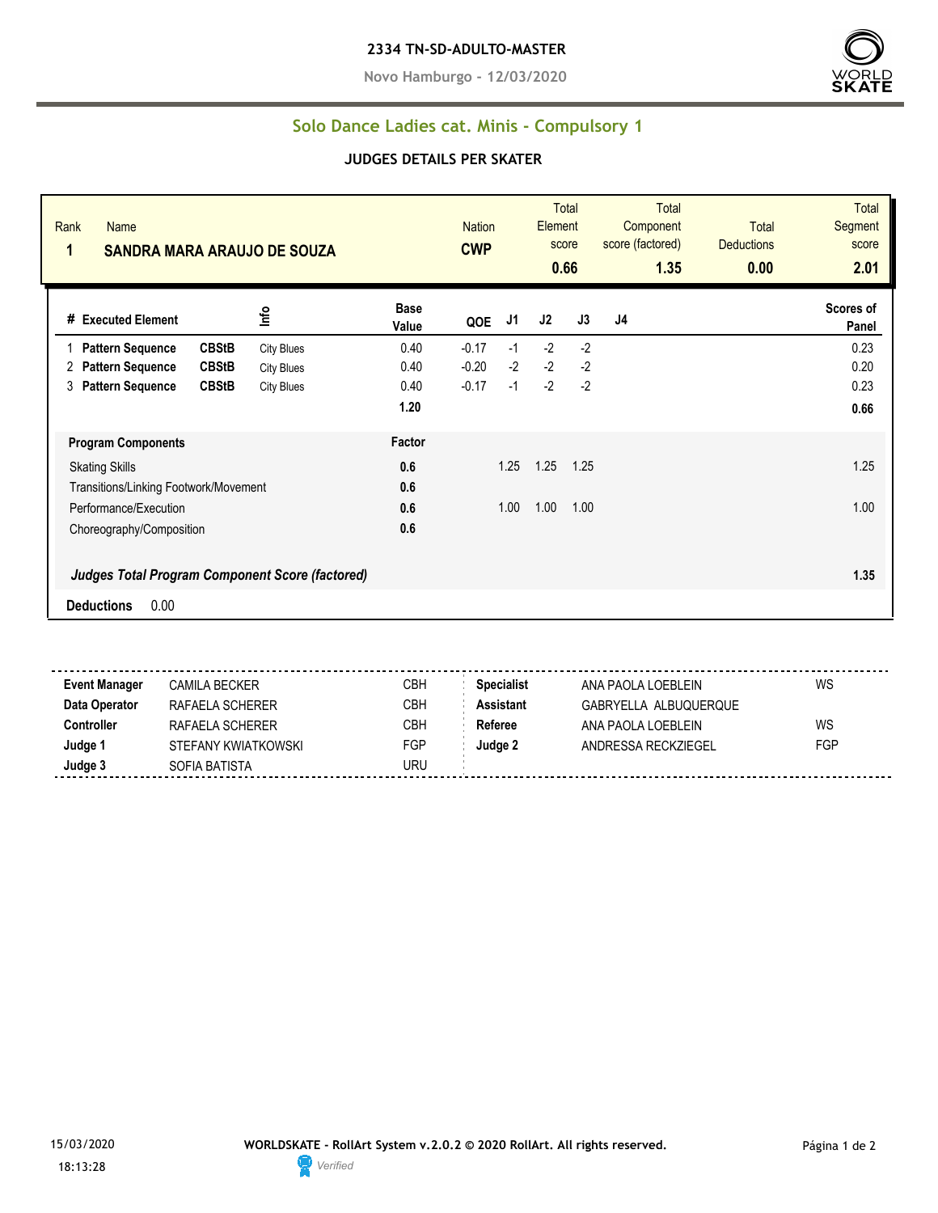**2334 TN-SD-ADULTO-MASTER**

**Novo Hamburgo - 12/03/2020**

## Solo Dance Ladies cat. Minis - Compulsory 1

### JUDGES DETAILS PER SKATER

| Rank | Name | Nation | Total Element score | Total Component score (factored) | Total Deductions | Total Segment score |
|---|---|---|---|---|---|---|
| 1 | SANDRA MARA ARAUJO DE SOUZA | CWP | 0.66 | 1.35 | 0.00 | 2.01 |

| # | Executed Element | | Info | Base Value | QOE | J1 | J2 | J3 | J4 | Scores of Panel |
|---|---|---|---|---|---|---|---|---|---|---|
| 1 | Pattern Sequence | CBStB | City Blues | 0.40 | -0.17 | -1 | -2 | -2 | | 0.23 |
| 2 | Pattern Sequence | CBStB | City Blues | 0.40 | -0.20 | -2 | -2 | -2 | | 0.20 |
| 3 | Pattern Sequence | CBStB | City Blues | 0.40 | -0.17 | -1 | -2 | -2 | | 0.23 |
| | | | | 1.20 | | | | | | 0.66 |

| Program Components | Factor | J1 | J2 | J3 | J4 | |
|---|---|---|---|---|---|---|
| Skating Skills | 0.6 | 1.25 | 1.25 | 1.25 | | 1.25 |
| Transitions/Linking Footwork/Movement | 0.6 | | | | | |
| Performance/Execution | 0.6 | 1.00 | 1.00 | 1.00 | | 1.00 |
| Choreography/Composition | 0.6 | | | | | |
| ***Judges Total Program Component Score (factored)*** | | | | | | 1.35 |

**Deductions** 0.00

| | | | | | |
|---|---|---|---|---|---|
| **Event Manager** | CAMILA BECKER | CBH | **Specialist** | ANA PAOLA LOEBLEIN | WS |
| **Data Operator** | RAFAELA SCHERER | CBH | **Assistant** | GABRYELLA ALBUQUERQUE | |
| **Controller** | RAFAELA SCHERER | CBH | **Referee** | ANA PAOLA LOEBLEIN | WS |
| **Judge 1** | STEFANY KWIATKOWSKI | FGP | **Judge 2** | ANDRESSA RECKZIEGEL | FGP |
| **Judge 3** | SOFIA BATISTA | URU | | | |

15/03/2020 18:13:28

**WORLDSKATE - RollArt System v.2.0.2 © 2020 RollArt. All rights reserved.**

Verified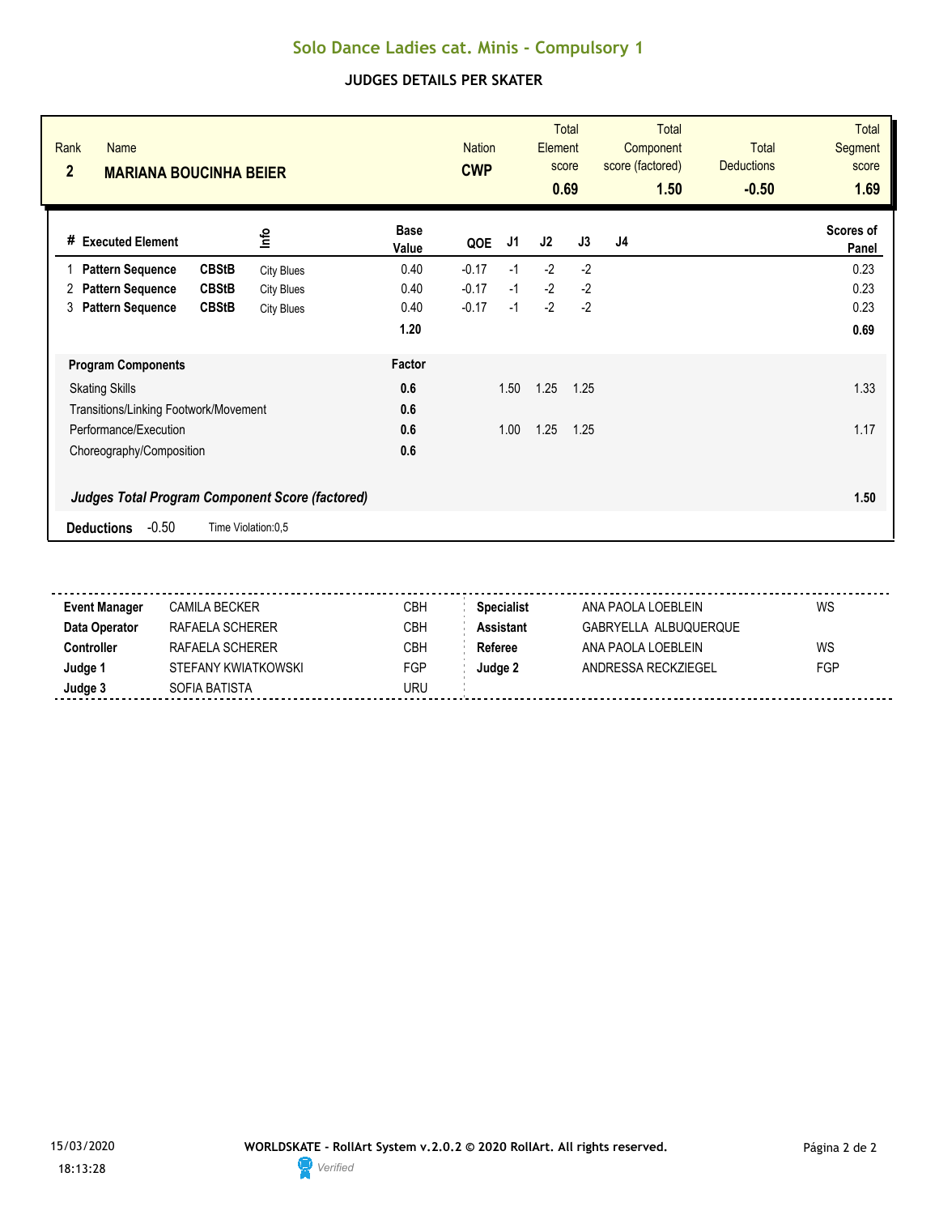# Solo Dance Ladies cat. Minis - Compulsory 1

## JUDGES DETAILS PER SKATER

| Rank | Name | Nation | Total Element score | Total Component score (factored) | Total Deductions | Total Segment score |
|---|---|---|---|---|---|---|
| 2 | **MARIANA BOUCINHA BEIER** | **CWP** | **0.69** | **1.50** | **-0.50** | **1.69** |

| # | Executed Element | | Info | Base Value | QOE | J1 | J2 | J3 | J4 | Scores of Panel |
|---|---|---|---|---|---|---|---|---|---|---|
| 1 | **Pattern Sequence** | **CBStB** | City Blues | 0.40 | -0.17 | -1 | -2 | -2 | | 0.23 |
| 2 | **Pattern Sequence** | **CBStB** | City Blues | 0.40 | -0.17 | -1 | -2 | -2 | | 0.23 |
| 3 | **Pattern Sequence** | **CBStB** | City Blues | 0.40 | -0.17 | -1 | -2 | -2 | | 0.23 |
| | | | | **1.20** | | | | | | **0.69** |

| Program Components | Factor | J1 | J2 | J3 | J4 | |
|---|---|---|---|---|---|---|
| Skating Skills | **0.6** | 1.50 | 1.25 | 1.25 | | 1.33 |
| Transitions/Linking Footwork/Movement | **0.6** | | | | | |
| Performance/Execution | **0.6** | 1.00 | 1.25 | 1.25 | | 1.17 |
| Choreography/Composition | **0.6** | | | | | |
| ***Judges Total Program Component Score (factored)*** | | | | | | **1.50** |

**Deductions** -0.50 Time Violation:0,5

| | | | | | |
|---|---|---|---|---|---|
| **Event Manager** | CAMILA BECKER | CBH | **Specialist** | ANA PAOLA LOEBLEIN | WS |
| **Data Operator** | RAFAELA SCHERER | CBH | **Assistant** | GABRYELLA ALBUQUERQUE | |
| **Controller** | RAFAELA SCHERER | CBH | **Referee** | ANA PAOLA LOEBLEIN | WS |
| **Judge 1** | STEFANY KWIATKOWSKI | FGP | **Judge 2** | ANDRESSA RECKZIEGEL | FGP |
| **Judge 3** | SOFIA BATISTA | URU | | | |

15/03/2020 18:13:28

**WORLDSKATE - RollArt System v.2.0.2 © 2020 RollArt. All rights reserved.**

Verified